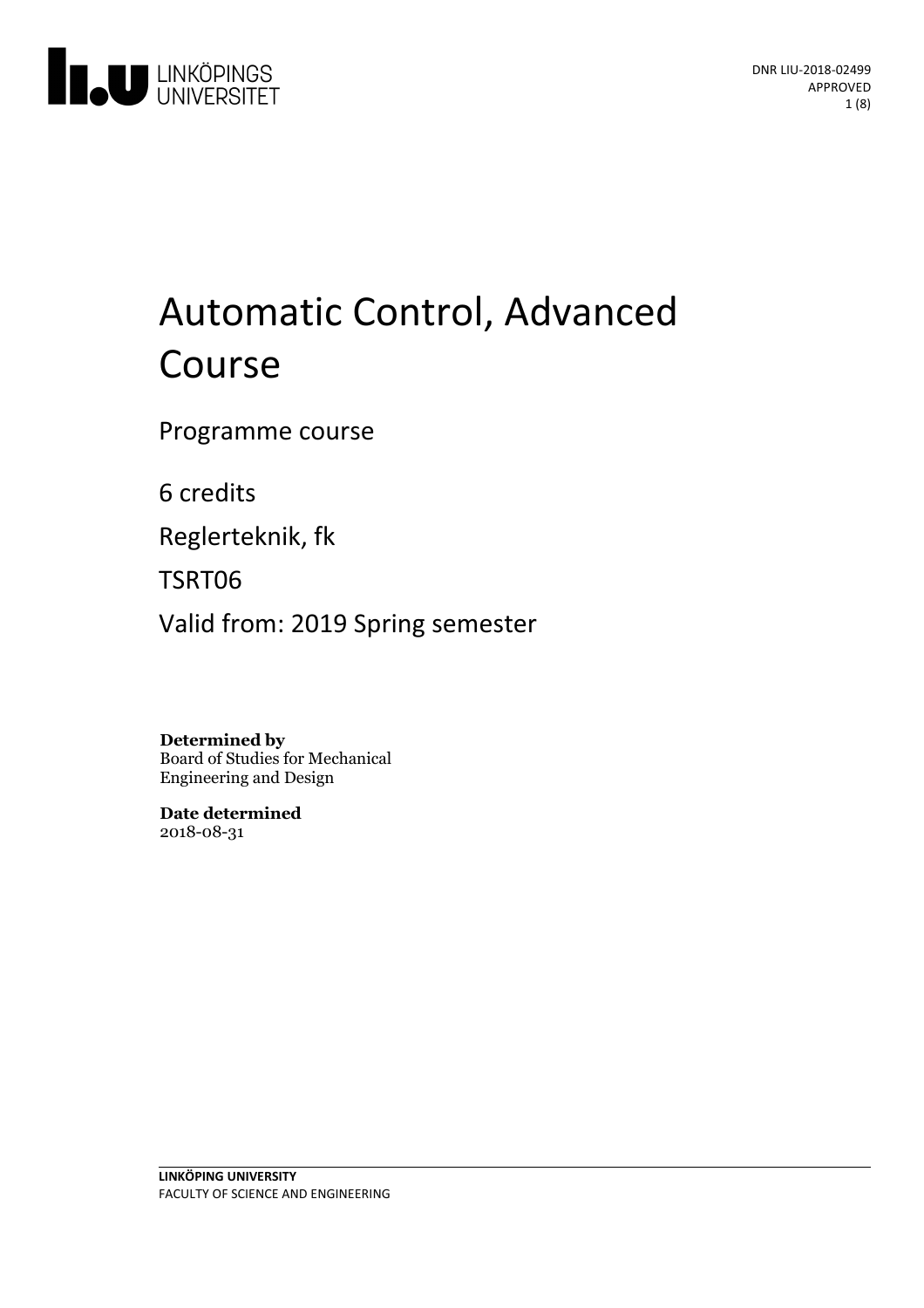LINKÖPINGS UNIVERSITET

DNR LIU-2018-02499
APPROVED

# Automatic Control, Advanced Course

Programme course

6 credits

Reglerteknik, fk

TSRT06

Valid from: 2019 Spring semester

**Determined by**
Board of Studies for Mechanical Engineering and Design

**Date determined**
2018-08-31

**LINKÖPING UNIVERSITY**
FACULTY OF SCIENCE AND ENGINEERING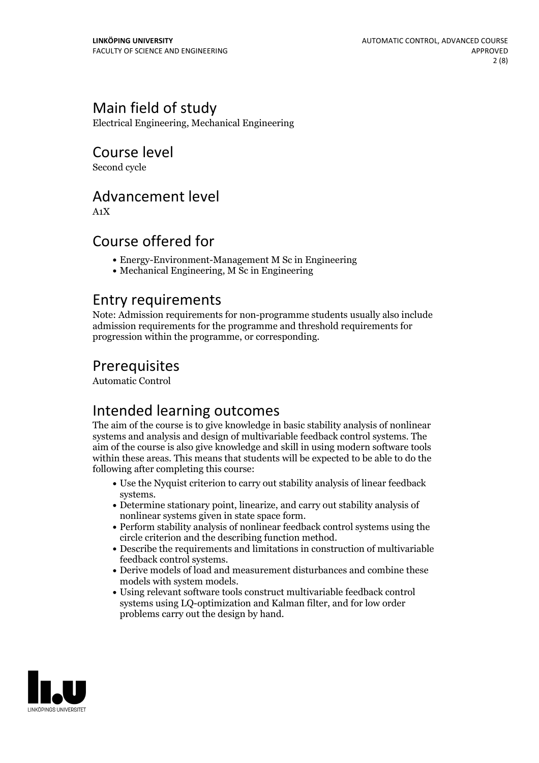## Main field of study

Electrical Engineering, Mechanical Engineering

## Course level

Second cycle

## Advancement level

A1X

## Course offered for

- Energy-Environment-Management M Sc in Engineering
- Mechanical Engineering, M Sc in Engineering

## Entry requirements

Note: Admission requirements for non-programme students usually also include admission requirements for the programme and threshold requirements for progression within the programme, or corresponding.

## Prerequisites

Automatic Control

## Intended learning outcomes

The aim of the course is to give knowledge in basic stability analysis of nonlinear systems and analysis and design of multivariable feedback control systems. The aim of the course is also give knowledge and skill in using modern software tools within these areas. This means that students will be expected to be able to do the following after completing this course:

- Use the Nyquist criterion to carry out stability analysis of linear feedback systems.
- Determine stationary point, linearize, and carry out stability analysis of nonlinear systems given in state space form.
- Perform stability analysis of nonlinear feedback control systems using the circle criterion and the describing function method.
- Describe the requirements and limitations in construction of multivariable feedback control systems.
- Derive models of load and measurement disturbances and combine these models with system models.
- Using relevant software tools construct multivariable feedback control systems using LQ-optimization and Kalman filter, and for low order problems carry out the design by hand.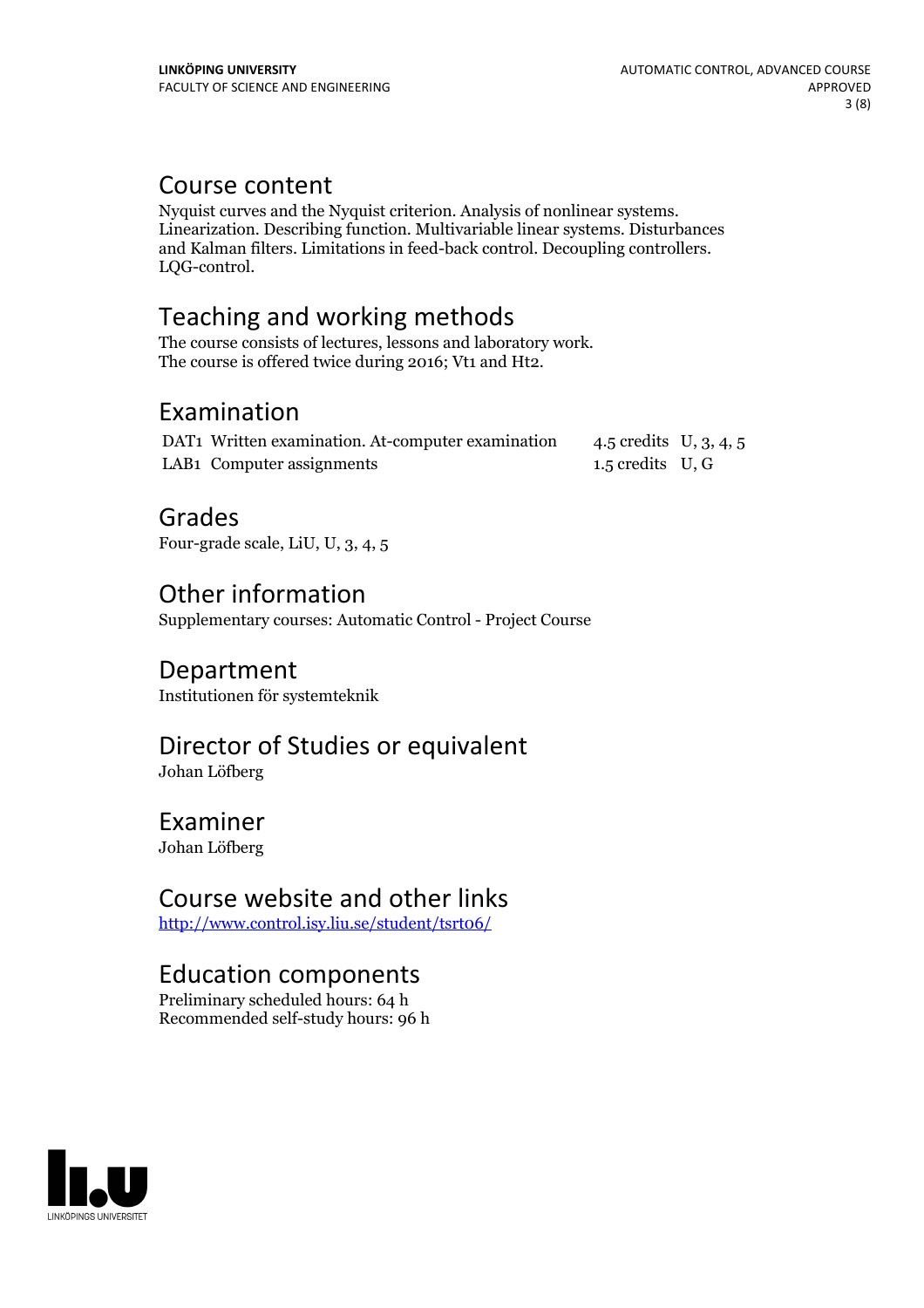## Course content

Nyquist curves and the Nyquist criterion. Analysis of nonlinear systems. Linearization. Describing function. Multivariable linear systems. Disturbances and Kalman filters. Limitations in feed-back control. Decoupling controllers. LQG-control.

## Teaching and working methods

The course consists of lectures, lessons and laboratory work.
The course is offered twice during 2016; Vt1 and Ht2.

## Examination

| | | | |
|---|---|---|---|
| DAT1 | Written examination. At-computer examination | 4.5 credits | U, 3, 4, 5 |
| LAB1 | Computer assignments | 1.5 credits | U, G |

## Grades

Four-grade scale, LiU, U, 3, 4, 5

## Other information

Supplementary courses: Automatic Control - Project Course

## Department

Institutionen för systemteknik

## Director of Studies or equivalent

Johan Löfberg

## Examiner

Johan Löfberg

## Course website and other links

http://www.control.isy.liu.se/student/tsrt06/

## Education components

Preliminary scheduled hours: 64 h
Recommended self-study hours: 96 h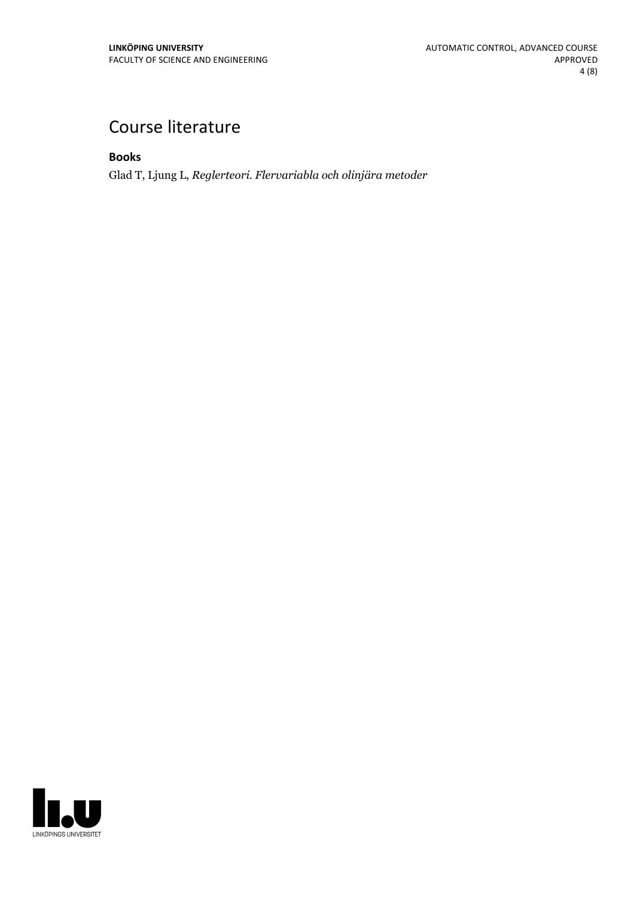# Course literature

**Books**

Glad T, Ljung L, *Reglerteori. Flervariabla och olinjära metoder*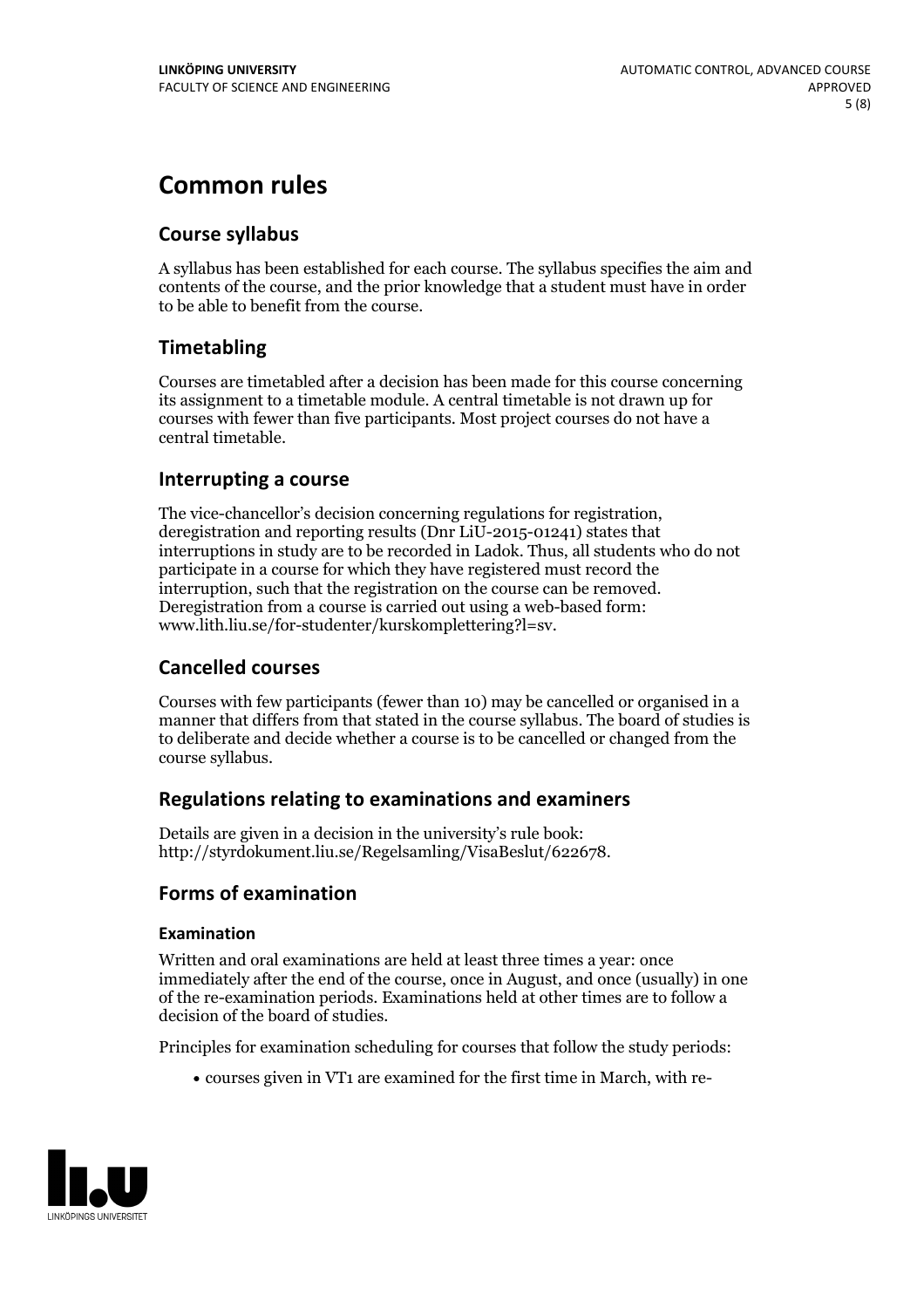# Common rules

## Course syllabus

A syllabus has been established for each course. The syllabus specifies the aim and contents of the course, and the prior knowledge that a student must have in order to be able to benefit from the course.

## Timetabling

Courses are timetabled after a decision has been made for this course concerning its assignment to a timetable module. A central timetable is not drawn up for courses with fewer than five participants. Most project courses do not have a central timetable.

## Interrupting a course

The vice-chancellor's decision concerning regulations for registration, deregistration and reporting results (Dnr LiU-2015-01241) states that interruptions in study are to be recorded in Ladok. Thus, all students who do not participate in a course for which they have registered must record the interruption, such that the registration on the course can be removed. Deregistration from a course is carried out using a web-based form: www.lith.liu.se/for-studenter/kurskomplettering?l=sv.

## Cancelled courses

Courses with few participants (fewer than 10) may be cancelled or organised in a manner that differs from that stated in the course syllabus. The board of studies is to deliberate and decide whether a course is to be cancelled or changed from the course syllabus.

## Regulations relating to examinations and examiners

Details are given in a decision in the university's rule book: http://styrdokument.liu.se/Regelsamling/VisaBeslut/622678.

## Forms of examination

### Examination

Written and oral examinations are held at least three times a year: once immediately after the end of the course, once in August, and once (usually) in one of the re-examination periods. Examinations held at other times are to follow a decision of the board of studies.

Principles for examination scheduling for courses that follow the study periods:

- courses given in VT1 are examined for the first time in March, with re-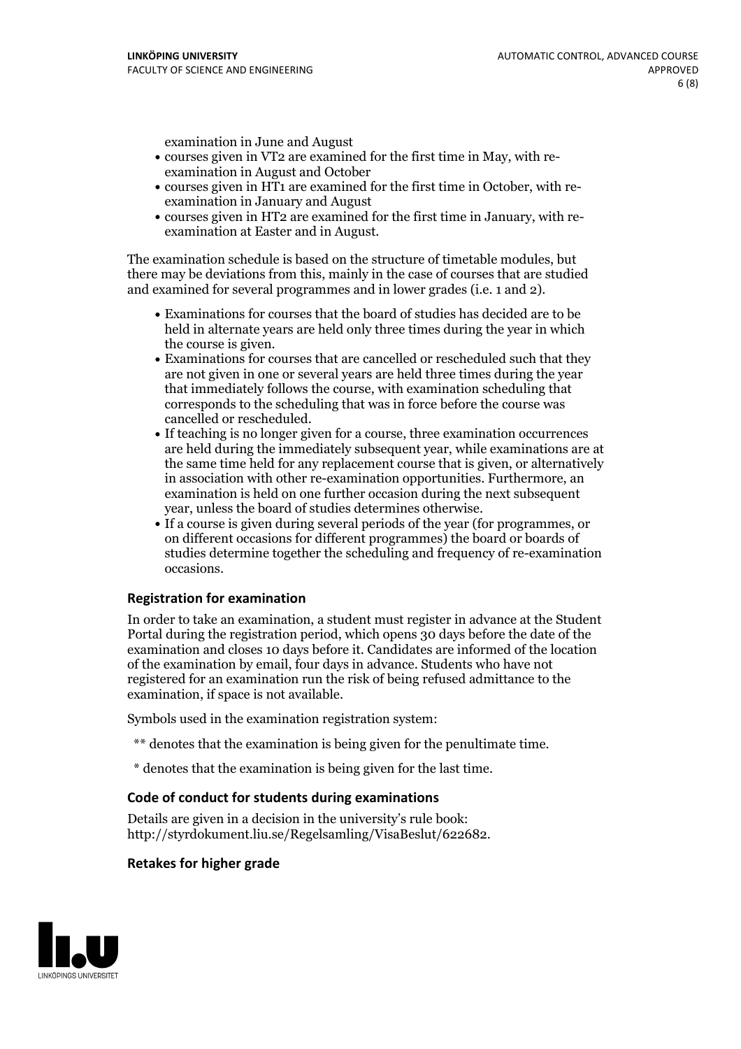examination in June and August

- courses given in VT2 are examined for the first time in May, with re-examination in August and October
- courses given in HT1 are examined for the first time in October, with re-examination in January and August
- courses given in HT2 are examined for the first time in January, with re-examination at Easter and in August.

The examination schedule is based on the structure of timetable modules, but there may be deviations from this, mainly in the case of courses that are studied and examined for several programmes and in lower grades (i.e. 1 and 2).

- Examinations for courses that the board of studies has decided are to be held in alternate years are held only three times during the year in which the course is given.
- Examinations for courses that are cancelled or rescheduled such that they are not given in one or several years are held three times during the year that immediately follows the course, with examination scheduling that corresponds to the scheduling that was in force before the course was cancelled or rescheduled.
- If teaching is no longer given for a course, three examination occurrences are held during the immediately subsequent year, while examinations are at the same time held for any replacement course that is given, or alternatively in association with other re-examination opportunities. Furthermore, an examination is held on one further occasion during the next subsequent year, unless the board of studies determines otherwise.
- If a course is given during several periods of the year (for programmes, or on different occasions for different programmes) the board or boards of studies determine together the scheduling and frequency of re-examination occasions.

### Registration for examination

In order to take an examination, a student must register in advance at the Student Portal during the registration period, which opens 30 days before the date of the examination and closes 10 days before it. Candidates are informed of the location of the examination by email, four days in advance. Students who have not registered for an examination run the risk of being refused admittance to the examination, if space is not available.

Symbols used in the examination registration system:

** denotes that the examination is being given for the penultimate time.

* denotes that the examination is being given for the last time.

### Code of conduct for students during examinations

Details are given in a decision in the university's rule book: http://styrdokument.liu.se/Regelsamling/VisaBeslut/622682.

### Retakes for higher grade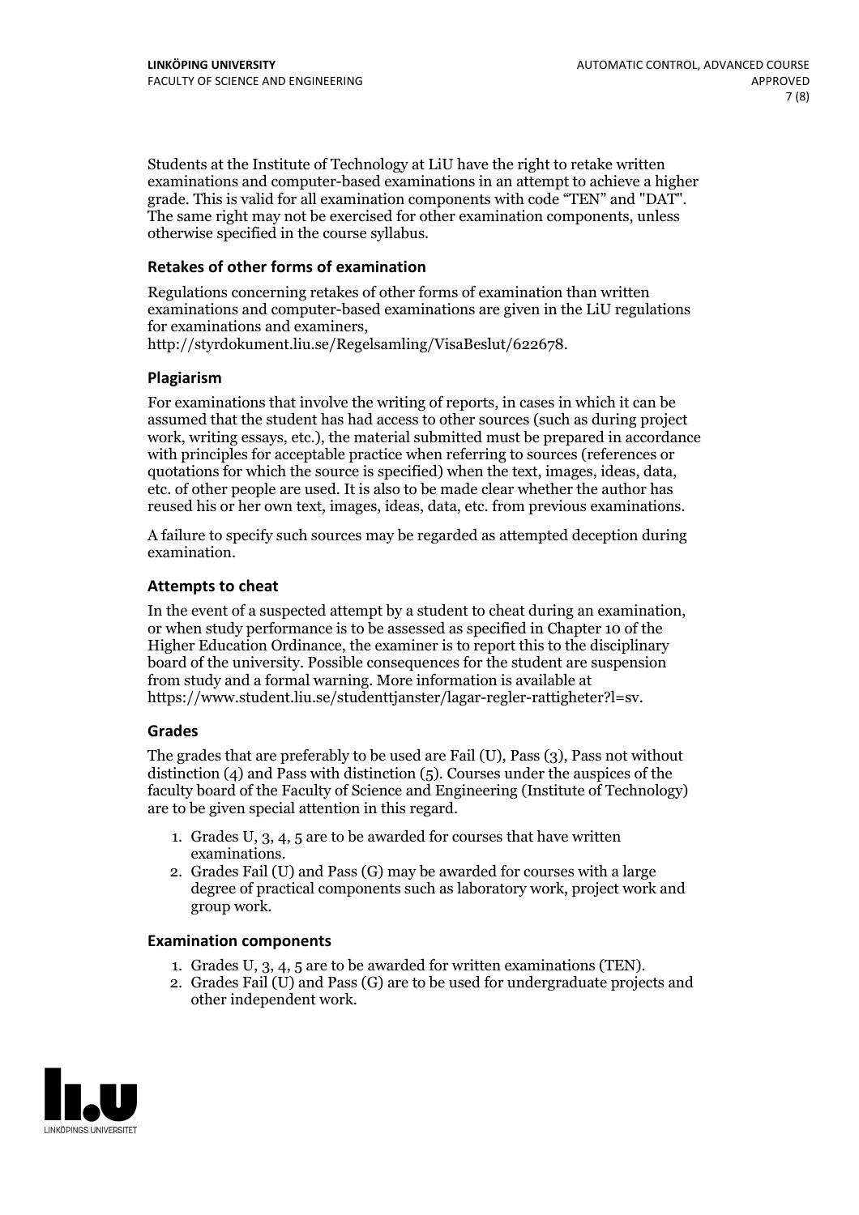Students at the Institute of Technology at LiU have the right to retake written examinations and computer-based examinations in an attempt to achieve a higher grade. This is valid for all examination components with code "TEN" and "DAT". The same right may not be exercised for other examination components, unless otherwise specified in the course syllabus.

### Retakes of other forms of examination

Regulations concerning retakes of other forms of examination than written examinations and computer-based examinations are given in the LiU regulations for examinations and examiners, http://styrdokument.liu.se/Regelsamling/VisaBeslut/622678.

### Plagiarism

For examinations that involve the writing of reports, in cases in which it can be assumed that the student has had access to other sources (such as during project work, writing essays, etc.), the material submitted must be prepared in accordance with principles for acceptable practice when referring to sources (references or quotations for which the source is specified) when the text, images, ideas, data, etc. of other people are used. It is also to be made clear whether the author has reused his or her own text, images, ideas, data, etc. from previous examinations.

A failure to specify such sources may be regarded as attempted deception during examination.

### Attempts to cheat

In the event of a suspected attempt by a student to cheat during an examination, or when study performance is to be assessed as specified in Chapter 10 of the Higher Education Ordinance, the examiner is to report this to the disciplinary board of the university. Possible consequences for the student are suspension from study and a formal warning. More information is available at https://www.student.liu.se/studenttjanster/lagar-regler-rattigheter?l=sv.

### Grades

The grades that are preferably to be used are Fail (U), Pass (3), Pass not without distinction (4) and Pass with distinction (5). Courses under the auspices of the faculty board of the Faculty of Science and Engineering (Institute of Technology) are to be given special attention in this regard.

1. Grades U, 3, 4, 5 are to be awarded for courses that have written examinations.
2. Grades Fail (U) and Pass (G) may be awarded for courses with a large degree of practical components such as laboratory work, project work and group work.

### Examination components

1. Grades U, 3, 4, 5 are to be awarded for written examinations (TEN).
2. Grades Fail (U) and Pass (G) are to be used for undergraduate projects and other independent work.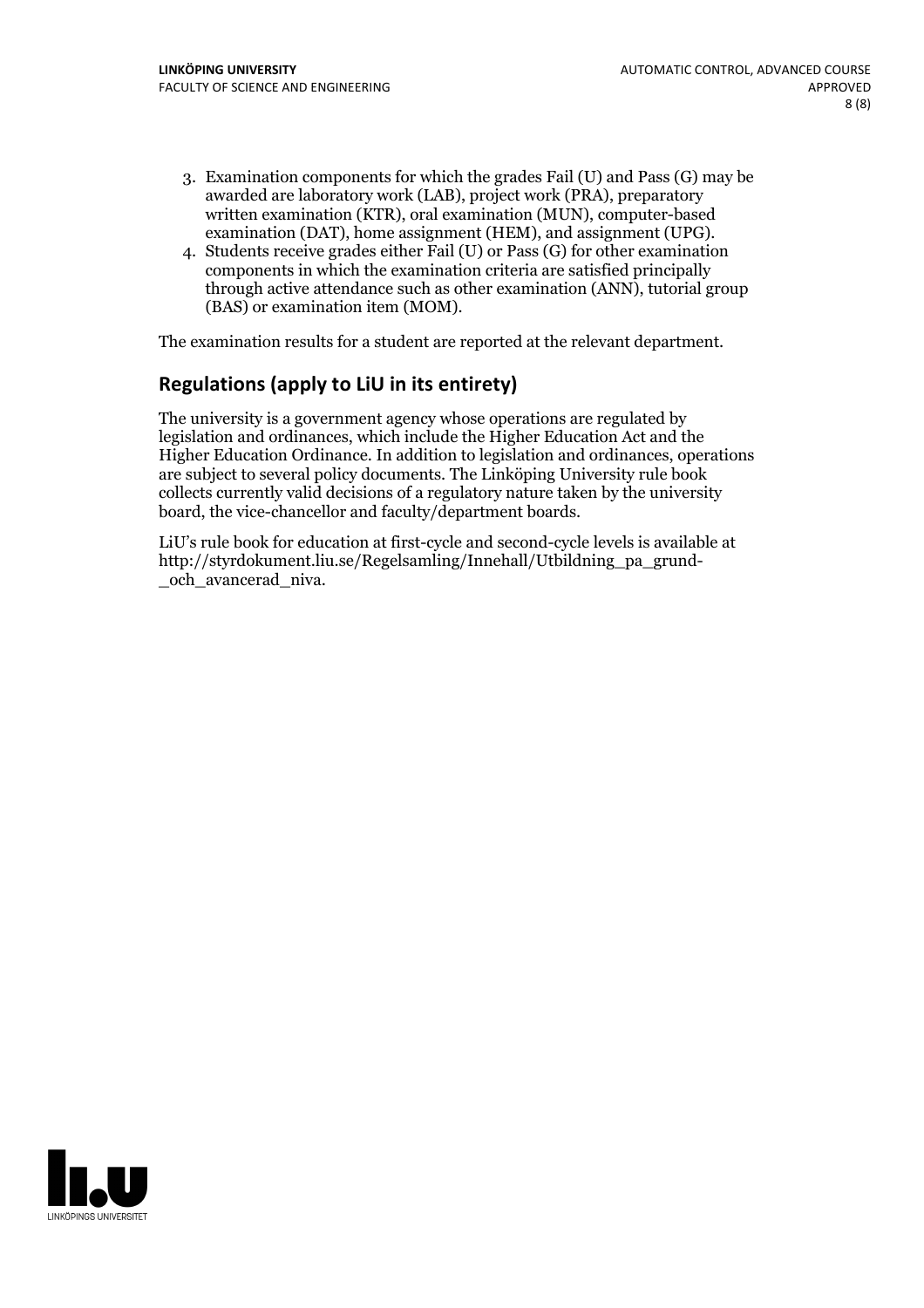3. Examination components for which the grades Fail (U) and Pass (G) may be awarded are laboratory work (LAB), project work (PRA), preparatory written examination (KTR), oral examination (MUN), computer-based examination (DAT), home assignment (HEM), and assignment (UPG).
4. Students receive grades either Fail (U) or Pass (G) for other examination components in which the examination criteria are satisfied principally through active attendance such as other examination (ANN), tutorial group (BAS) or examination item (MOM).

The examination results for a student are reported at the relevant department.

## Regulations (apply to LiU in its entirety)

The university is a government agency whose operations are regulated by legislation and ordinances, which include the Higher Education Act and the Higher Education Ordinance. In addition to legislation and ordinances, operations are subject to several policy documents. The Linköping University rule book collects currently valid decisions of a regulatory nature taken by the university board, the vice-chancellor and faculty/department boards.

LiU's rule book for education at first-cycle and second-cycle levels is available at http://styrdokument.liu.se/Regelsamling/Innehall/Utbildning_pa_grund-_och_avancerad_niva.